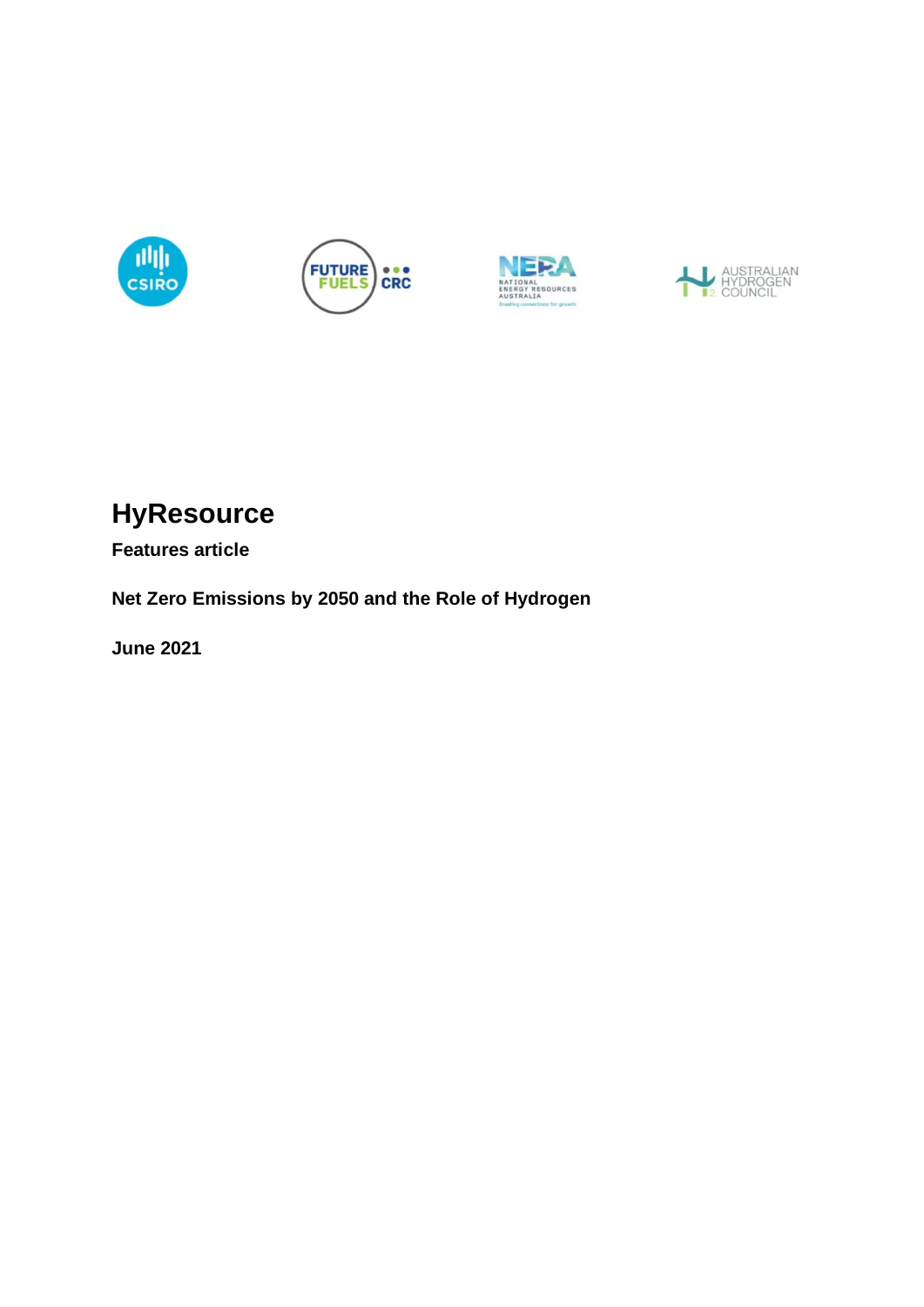# HyResource

**Features article**

**Net Zero Emissions by 2050 and the Role of Hydrogen**

**June 2021**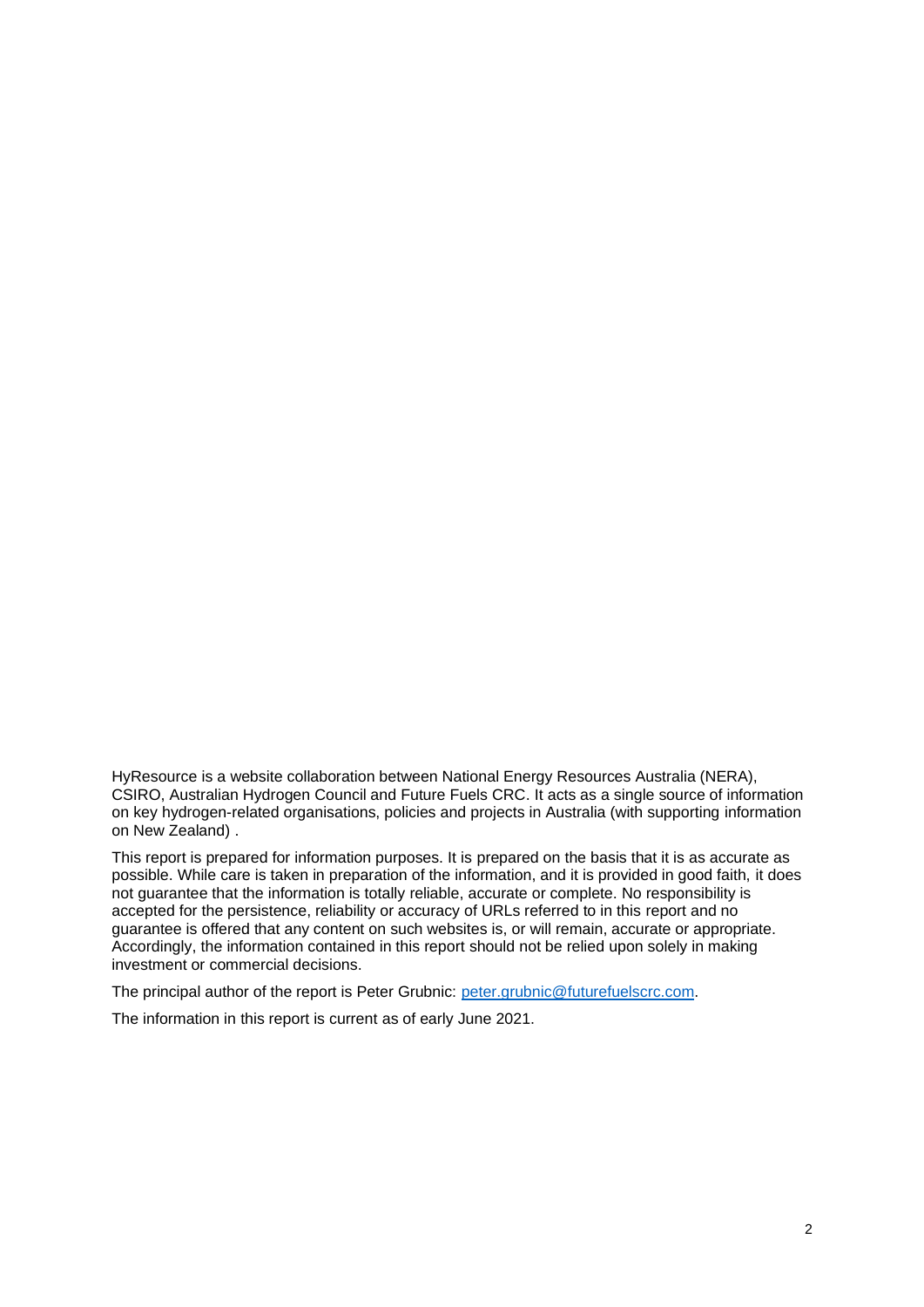HyResource is a website collaboration between National Energy Resources Australia (NERA), CSIRO, Australian Hydrogen Council and Future Fuels CRC. It acts as a single source of information on key hydrogen-related organisations, policies and projects in Australia (with supporting information on New Zealand) .

This report is prepared for information purposes. It is prepared on the basis that it is as accurate as possible. While care is taken in preparation of the information, and it is provided in good faith, it does not guarantee that the information is totally reliable, accurate or complete. No responsibility is accepted for the persistence, reliability or accuracy of URLs referred to in this report and no guarantee is offered that any content on such websites is, or will remain, accurate or appropriate. Accordingly, the information contained in this report should not be relied upon solely in making investment or commercial decisions.

The principal author of the report is Peter Grubnic: [peter.grubnic@futurefuelscrc.com](mailto:peter.grubnic@futurefuelscrc.com).

The information in this report is current as of early June 2021.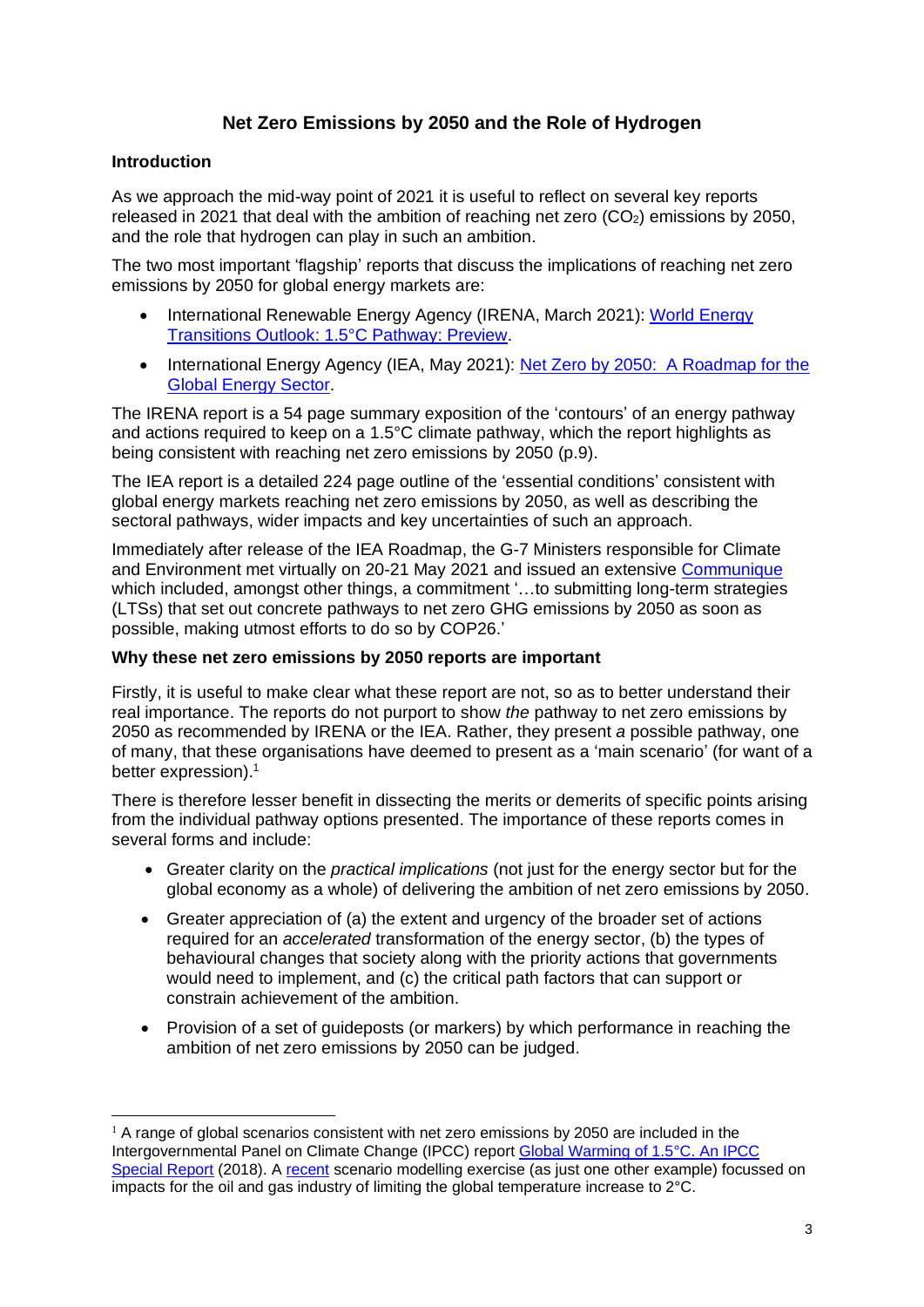# Net Zero Emissions by 2050 and the Role of Hydrogen

## Introduction

As we approach the mid-way point of 2021 it is useful to reflect on several key reports released in 2021 that deal with the ambition of reaching net zero ($CO_2$) emissions by 2050, and the role that hydrogen can play in such an ambition.

The two most important 'flagship' reports that discuss the implications of reaching net zero emissions by 2050 for global energy markets are:

- International Renewable Energy Agency (IRENA, March 2021): World Energy Transitions Outlook: 1.5°C Pathway: Preview.
- International Energy Agency (IEA, May 2021): Net Zero by 2050: A Roadmap for the Global Energy Sector.

The IRENA report is a 54 page summary exposition of the 'contours' of an energy pathway and actions required to keep on a 1.5°C climate pathway, which the report highlights as being consistent with reaching net zero emissions by 2050 (p.9).

The IEA report is a detailed 224 page outline of the 'essential conditions' consistent with global energy markets reaching net zero emissions by 2050, as well as describing the sectoral pathways, wider impacts and key uncertainties of such an approach.

Immediately after release of the IEA Roadmap, the G-7 Ministers responsible for Climate and Environment met virtually on 20-21 May 2021 and issued an extensive Communique which included, amongst other things, a commitment '…to submitting long-term strategies (LTSs) that set out concrete pathways to net zero GHG emissions by 2050 as soon as possible, making utmost efforts to do so by COP26.'

## Why these net zero emissions by 2050 reports are important

Firstly, it is useful to make clear what these report are not, so as to better understand their real importance. The reports do not purport to show *the* pathway to net zero emissions by 2050 as recommended by IRENA or the IEA. Rather, they present *a* possible pathway, one of many, that these organisations have deemed to present as a 'main scenario' (for want of a better expression).[1]

There is therefore lesser benefit in dissecting the merits or demerits of specific points arising from the individual pathway options presented. The importance of these reports comes in several forms and include:

- Greater clarity on the *practical implications* (not just for the energy sector but for the global economy as a whole) of delivering the ambition of net zero emissions by 2050.
- Greater appreciation of (a) the extent and urgency of the broader set of actions required for an *accelerated* transformation of the energy sector, (b) the types of behavioural changes that society along with the priority actions that governments would need to implement, and (c) the critical path factors that can support or constrain achievement of the ambition.
- Provision of a set of guideposts (or markers) by which performance in reaching the ambition of net zero emissions by 2050 can be judged.

---

[1] A range of global scenarios consistent with net zero emissions by 2050 are included in the Intergovernmental Panel on Climate Change (IPCC) report Global Warming of 1.5°C. An IPCC Special Report (2018). A recent scenario modelling exercise (as just one other example) focussed on impacts for the oil and gas industry of limiting the global temperature increase to 2°C.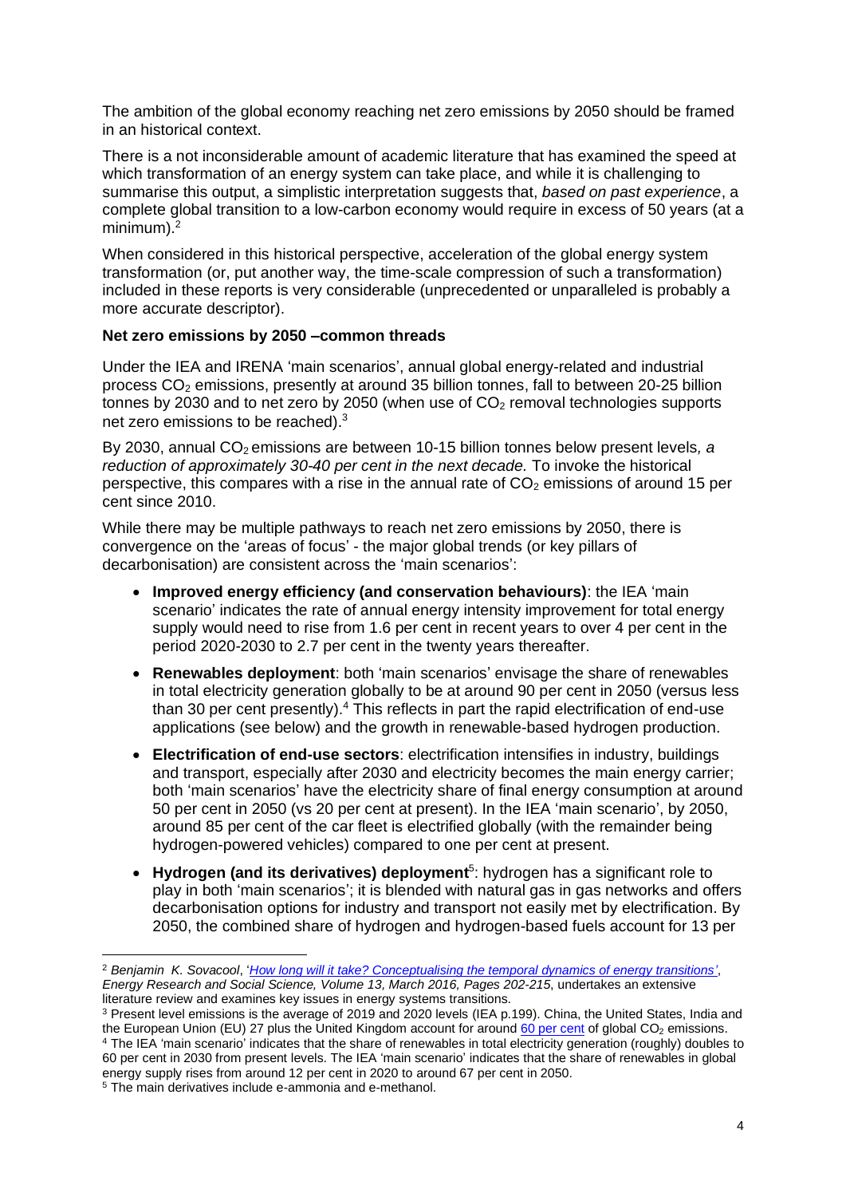The ambition of the global economy reaching net zero emissions by 2050 should be framed in an historical context.

There is a not inconsiderable amount of academic literature that has examined the speed at which transformation of an energy system can take place, and while it is challenging to summarise this output, a simplistic interpretation suggests that, *based on past experience*, a complete global transition to a low-carbon economy would require in excess of 50 years (at a minimum).[2]

When considered in this historical perspective, acceleration of the global energy system transformation (or, put another way, the time-scale compression of such a transformation) included in these reports is very considerable (unprecedented or unparalleled is probably a more accurate descriptor).

**Net zero emissions by 2050 –common threads**

Under the IEA and IRENA 'main scenarios', annual global energy-related and industrial process $CO_2$ emissions, presently at around 35 billion tonnes, fall to between 20-25 billion tonnes by 2030 and to net zero by 2050 (when use of $CO_2$ removal technologies supports net zero emissions to be reached).[3]

By 2030, annual $CO_2$ emissions are between 10-15 billion tonnes below present levels*, a reduction of approximately 30-40 per cent in the next decade.* To invoke the historical perspective, this compares with a rise in the annual rate of $CO_2$ emissions of around 15 per cent since 2010.

While there may be multiple pathways to reach net zero emissions by 2050, there is convergence on the 'areas of focus' - the major global trends (or key pillars of decarbonisation) are consistent across the 'main scenarios':

- **Improved energy efficiency (and conservation behaviours)**: the IEA 'main scenario' indicates the rate of annual energy intensity improvement for total energy supply would need to rise from 1.6 per cent in recent years to over 4 per cent in the period 2020-2030 to 2.7 per cent in the twenty years thereafter.
- **Renewables deployment**: both 'main scenarios' envisage the share of renewables in total electricity generation globally to be at around 90 per cent in 2050 (versus less than 30 per cent presently).[4] This reflects in part the rapid electrification of end-use applications (see below) and the growth in renewable-based hydrogen production.
- **Electrification of end-use sectors**: electrification intensifies in industry, buildings and transport, especially after 2030 and electricity becomes the main energy carrier; both 'main scenarios' have the electricity share of final energy consumption at around 50 per cent in 2050 (vs 20 per cent at present). In the IEA 'main scenario', by 2050, around 85 per cent of the car fleet is electrified globally (with the remainder being hydrogen-powered vehicles) compared to one per cent at present.
- **Hydrogen (and its derivatives) deployment**[5]: hydrogen has a significant role to play in both 'main scenarios'; it is blended with natural gas in gas networks and offers decarbonisation options for industry and transport not easily met by electrification. By 2050, the combined share of hydrogen and hydrogen-based fuels account for 13 per

---

[2] *Benjamin K. Sovacool*, '*How long will it take? Conceptualising the temporal dynamics of energy transitions'*, *Energy Research and Social Science, Volume 13, March 2016, Pages 202-215*, undertakes an extensive literature review and examines key issues in energy systems transitions.

[3] Present level emissions is the average of 2019 and 2020 levels (IEA p.199). China, the United States, India and the European Union (EU) 27 plus the United Kingdom account for around 60 per cent of global $CO_2$ emissions.

[4] The IEA 'main scenario' indicates that the share of renewables in total electricity generation (roughly) doubles to 60 per cent in 2030 from present levels. The IEA 'main scenario' indicates that the share of renewables in global energy supply rises from around 12 per cent in 2020 to around 67 per cent in 2050.

[5] The main derivatives include e-ammonia and e-methanol.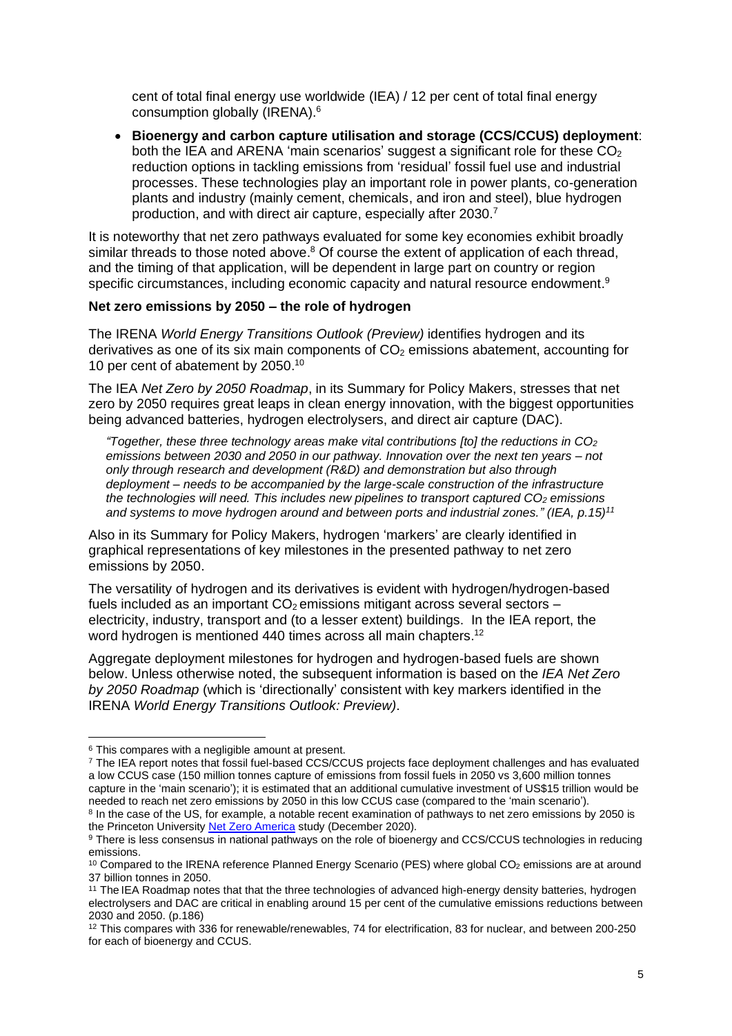cent of total final energy use worldwide (IEA) / 12 per cent of total final energy consumption globally (IRENA).[6]

- **Bioenergy and carbon capture utilisation and storage (CCS/CCUS) deployment**: both the IEA and ARENA 'main scenarios' suggest a significant role for these $CO_2$ reduction options in tackling emissions from 'residual' fossil fuel use and industrial processes. These technologies play an important role in power plants, co-generation plants and industry (mainly cement, chemicals, and iron and steel), blue hydrogen production, and with direct air capture, especially after 2030.[7]

It is noteworthy that net zero pathways evaluated for some key economies exhibit broadly similar threads to those noted above.[8] Of course the extent of application of each thread, and the timing of that application, will be dependent in large part on country or region specific circumstances, including economic capacity and natural resource endowment.[9]

**Net zero emissions by 2050 – the role of hydrogen**

The IRENA *World Energy Transitions Outlook (Preview)* identifies hydrogen and its derivatives as one of its six main components of $CO_2$ emissions abatement, accounting for 10 per cent of abatement by 2050.[10]

The IEA *Net Zero by 2050 Roadmap*, in its Summary for Policy Makers, stresses that net zero by 2050 requires great leaps in clean energy innovation, with the biggest opportunities being advanced batteries, hydrogen electrolysers, and direct air capture (DAC).

> *"Together, these three technology areas make vital contributions [to] the reductions in $CO_2$ emissions between 2030 and 2050 in our pathway. Innovation over the next ten years – not only through research and development (R&D) and demonstration but also through deployment – needs to be accompanied by the large-scale construction of the infrastructure the technologies will need. This includes new pipelines to transport captured $CO_2$ emissions and systems to move hydrogen around and between ports and industrial zones." (IEA, p.15)*[11]

Also in its Summary for Policy Makers, hydrogen 'markers' are clearly identified in graphical representations of key milestones in the presented pathway to net zero emissions by 2050.

The versatility of hydrogen and its derivatives is evident with hydrogen/hydrogen-based fuels included as an important $CO_2$ emissions mitigant across several sectors – electricity, industry, transport and (to a lesser extent) buildings. In the IEA report, the word hydrogen is mentioned 440 times across all main chapters.[12]

Aggregate deployment milestones for hydrogen and hydrogen-based fuels are shown below. Unless otherwise noted, the subsequent information is based on the *IEA Net Zero by 2050 Roadmap* (which is 'directionally' consistent with key markers identified in the IRENA *World Energy Transitions Outlook: Preview)*.

---

[6] This compares with a negligible amount at present.

[7] The IEA report notes that fossil fuel-based CCS/CCUS projects face deployment challenges and has evaluated a low CCUS case (150 million tonnes capture of emissions from fossil fuels in 2050 vs 3,600 million tonnes capture in the 'main scenario'); it is estimated that an additional cumulative investment of US$15 trillion would be needed to reach net zero emissions by 2050 in this low CCUS case (compared to the 'main scenario').

[8] In the case of the US, for example, a notable recent examination of pathways to net zero emissions by 2050 is the Princeton University Net Zero America study (December 2020).

[9] There is less consensus in national pathways on the role of bioenergy and CCS/CCUS technologies in reducing emissions.

[10] Compared to the IRENA reference Planned Energy Scenario (PES) where global $CO_2$ emissions are at around 37 billion tonnes in 2050.

[11] The IEA Roadmap notes that that the three technologies of advanced high-energy density batteries, hydrogen electrolysers and DAC are critical in enabling around 15 per cent of the cumulative emissions reductions between 2030 and 2050. (p.186)

[12] This compares with 336 for renewable/renewables, 74 for electrification, 83 for nuclear, and between 200-250 for each of bioenergy and CCUS.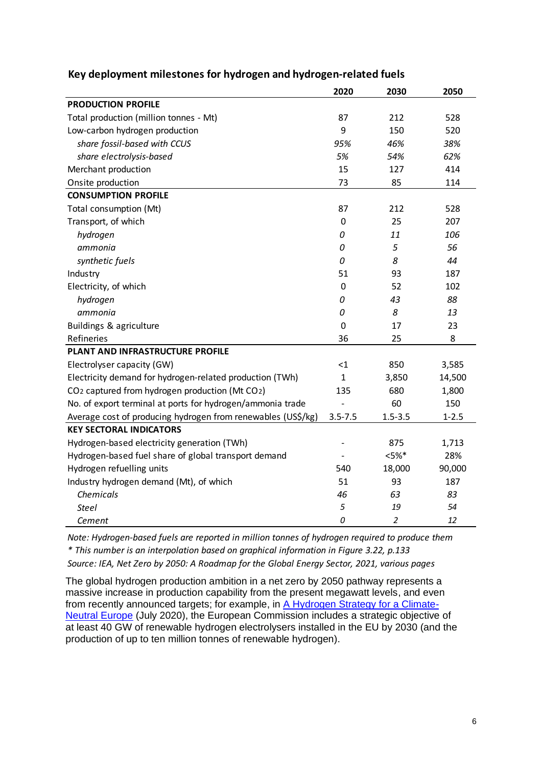## Key deployment milestones for hydrogen and hydrogen-related fuels

| | 2020 | 2030 | 2050 |
|---|---|---|---|
| **PRODUCTION PROFILE** | | | |
| Total production (million tonnes - Mt) | 87 | 212 | 528 |
| Low-carbon hydrogen production | 9 | 150 | 520 |
| *share fossil-based with CCUS* | *95%* | *46%* | *38%* |
| *share electrolysis-based* | *5%* | *54%* | *62%* |
| Merchant production | 15 | 127 | 414 |
| Onsite production | 73 | 85 | 114 |
| **CONSUMPTION PROFILE** | | | |
| Total consumption (Mt) | 87 | 212 | 528 |
| Transport, of which | 0 | 25 | 207 |
| *hydrogen* | *0* | *11* | *106* |
| *ammonia* | *0* | *5* | *56* |
| *synthetic fuels* | *0* | *8* | *44* |
| Industry | 51 | 93 | 187 |
| Electricity, of which | 0 | 52 | 102 |
| *hydrogen* | *0* | *43* | *88* |
| *ammonia* | *0* | *8* | *13* |
| Buildings & agriculture | 0 | 17 | 23 |
| Refineries | 36 | 25 | 8 |
| **PLANT AND INFRASTRUCTURE PROFILE** | | | |
| Electrolyser capacity (GW) | <1 | 850 | 3,585 |
| Electricity demand for hydrogen-related production (TWh) | 1 | 3,850 | 14,500 |
| $CO_2$ captured from hydrogen production (Mt $CO_2$) | 135 | 680 | 1,800 |
| No. of export terminal at ports for hydrogen/ammonia trade | - | 60 | 150 |
| Average cost of producing hydrogen from renewables (US$/kg) | 3.5-7.5 | 1.5-3.5 | 1-2.5 |
| **KEY SECTORAL INDICATORS** | | | |
| Hydrogen-based electricity generation (TWh) | - | 875 | 1,713 |
| Hydrogen-based fuel share of global transport demand | - | <5%* | 28% |
| Hydrogen refuelling units | 540 | 18,000 | 90,000 |
| Industry hydrogen demand (Mt), of which | 51 | 93 | 187 |
| *Chemicals* | *46* | *63* | *83* |
| *Steel* | *5* | *19* | *54* |
| *Cement* | *0* | *2* | *12* |

*Note: Hydrogen-based fuels are reported in million tonnes of hydrogen required to produce them*

*\* This number is an interpolation based on graphical information in Figure 3.22, p.133*

*Source: IEA, Net Zero by 2050: A Roadmap for the Global Energy Sector, 2021, various pages*

The global hydrogen production ambition in a net zero by 2050 pathway represents a massive increase in production capability from the present megawatt levels, and even from recently announced targets; for example, in A Hydrogen Strategy for a Climate-Neutral Europe (July 2020), the European Commission includes a strategic objective of at least 40 GW of renewable hydrogen electrolysers installed in the EU by 2030 (and the production of up to ten million tonnes of renewable hydrogen).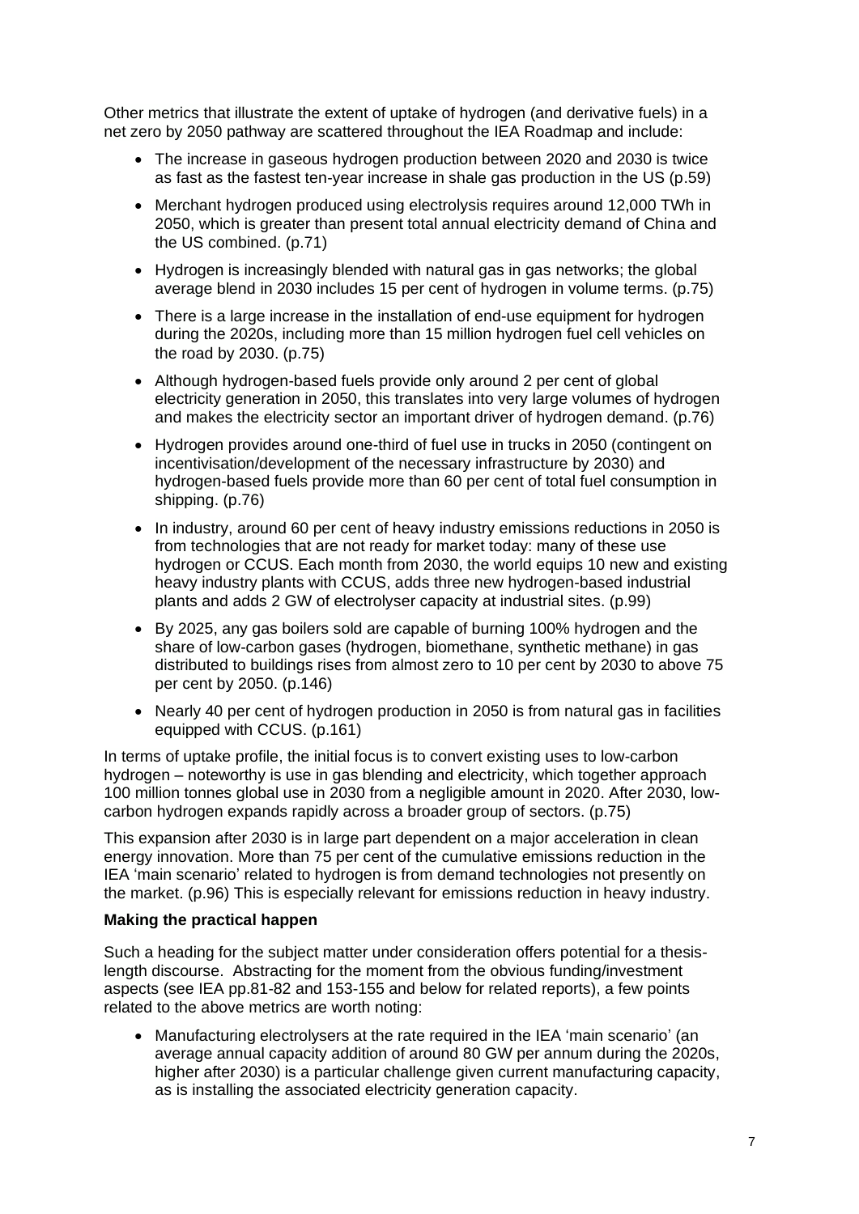Other metrics that illustrate the extent of uptake of hydrogen (and derivative fuels) in a net zero by 2050 pathway are scattered throughout the IEA Roadmap and include:

- The increase in gaseous hydrogen production between 2020 and 2030 is twice as fast as the fastest ten-year increase in shale gas production in the US (p.59)
- Merchant hydrogen produced using electrolysis requires around 12,000 TWh in 2050, which is greater than present total annual electricity demand of China and the US combined. (p.71)
- Hydrogen is increasingly blended with natural gas in gas networks; the global average blend in 2030 includes 15 per cent of hydrogen in volume terms. (p.75)
- There is a large increase in the installation of end-use equipment for hydrogen during the 2020s, including more than 15 million hydrogen fuel cell vehicles on the road by 2030. (p.75)
- Although hydrogen-based fuels provide only around 2 per cent of global electricity generation in 2050, this translates into very large volumes of hydrogen and makes the electricity sector an important driver of hydrogen demand. (p.76)
- Hydrogen provides around one-third of fuel use in trucks in 2050 (contingent on incentivisation/development of the necessary infrastructure by 2030) and hydrogen-based fuels provide more than 60 per cent of total fuel consumption in shipping. (p.76)
- In industry, around 60 per cent of heavy industry emissions reductions in 2050 is from technologies that are not ready for market today: many of these use hydrogen or CCUS. Each month from 2030, the world equips 10 new and existing heavy industry plants with CCUS, adds three new hydrogen-based industrial plants and adds 2 GW of electrolyser capacity at industrial sites. (p.99)
- By 2025, any gas boilers sold are capable of burning 100% hydrogen and the share of low-carbon gases (hydrogen, biomethane, synthetic methane) in gas distributed to buildings rises from almost zero to 10 per cent by 2030 to above 75 per cent by 2050. (p.146)
- Nearly 40 per cent of hydrogen production in 2050 is from natural gas in facilities equipped with CCUS. (p.161)

In terms of uptake profile, the initial focus is to convert existing uses to low-carbon hydrogen – noteworthy is use in gas blending and electricity, which together approach 100 million tonnes global use in 2030 from a negligible amount in 2020. After 2030, low-carbon hydrogen expands rapidly across a broader group of sectors. (p.75)

This expansion after 2030 is in large part dependent on a major acceleration in clean energy innovation. More than 75 per cent of the cumulative emissions reduction in the IEA 'main scenario' related to hydrogen is from demand technologies not presently on the market. (p.96) This is especially relevant for emissions reduction in heavy industry.

**Making the practical happen**

Such a heading for the subject matter under consideration offers potential for a thesis-length discourse. Abstracting for the moment from the obvious funding/investment aspects (see IEA pp.81-82 and 153-155 and below for related reports), a few points related to the above metrics are worth noting:

- Manufacturing electrolysers at the rate required in the IEA 'main scenario' (an average annual capacity addition of around 80 GW per annum during the 2020s, higher after 2030) is a particular challenge given current manufacturing capacity, as is installing the associated electricity generation capacity.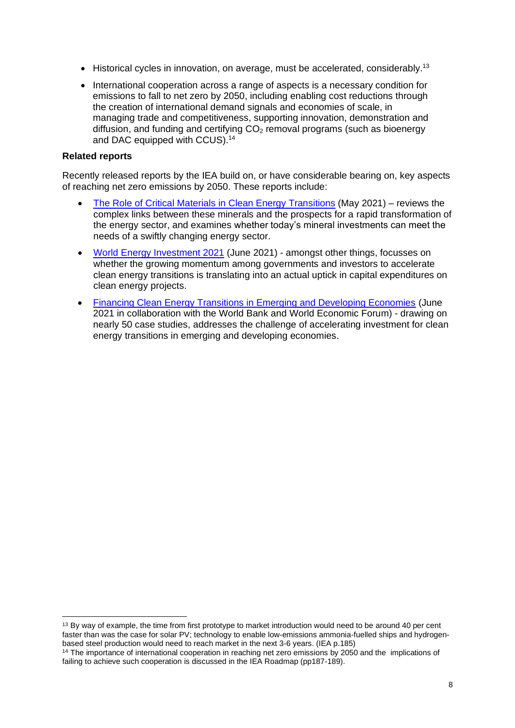- Historical cycles in innovation, on average, must be accelerated, considerably.[13]
- International cooperation across a range of aspects is a necessary condition for emissions to fall to net zero by 2050, including enabling cost reductions through the creation of international demand signals and economies of scale, in managing trade and competitiveness, supporting innovation, demonstration and diffusion, and funding and certifying $CO_2$ removal programs (such as bioenergy and DAC equipped with CCUS).[14]

**Related reports**

Recently released reports by the IEA build on, or have considerable bearing on, key aspects of reaching net zero emissions by 2050. These reports include:

- The Role of Critical Materials in Clean Energy Transitions (May 2021) – reviews the complex links between these minerals and the prospects for a rapid transformation of the energy sector, and examines whether today's mineral investments can meet the needs of a swiftly changing energy sector.
- World Energy Investment 2021 (June 2021) - amongst other things, focusses on whether the growing momentum among governments and investors to accelerate clean energy transitions is translating into an actual uptick in capital expenditures on clean energy projects.
- Financing Clean Energy Transitions in Emerging and Developing Economies (June 2021 in collaboration with the World Bank and World Economic Forum) - drawing on nearly 50 case studies, addresses the challenge of accelerating investment for clean energy transitions in emerging and developing economies.

---

[13] By way of example, the time from first prototype to market introduction would need to be around 40 per cent faster than was the case for solar PV; technology to enable low-emissions ammonia-fuelled ships and hydrogen-based steel production would need to reach market in the next 3-6 years. (IEA p.185)

[14] The importance of international cooperation in reaching net zero emissions by 2050 and the implications of failing to achieve such cooperation is discussed in the IEA Roadmap (pp187-189).